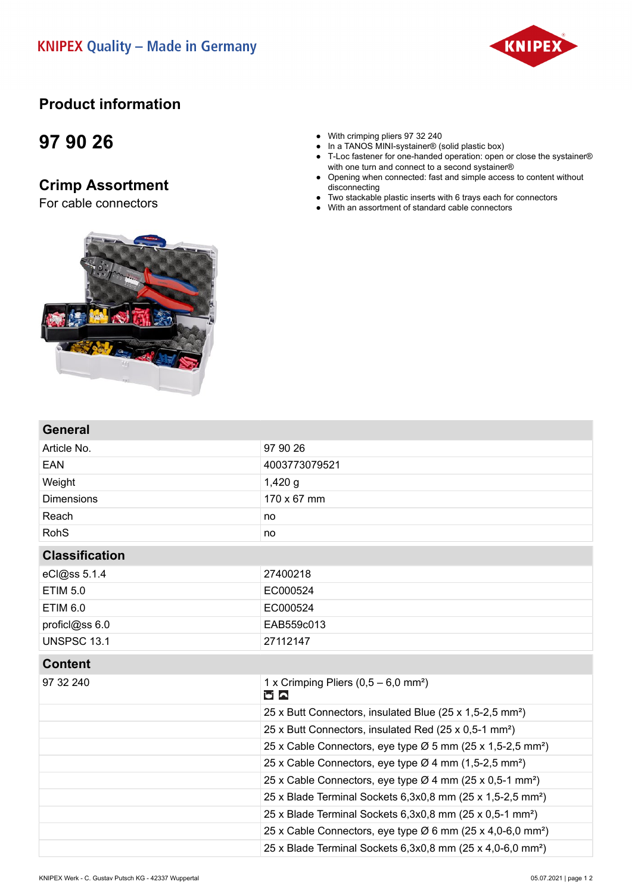KNIPEX Quality – Made in Germany

# Product information

## 97 90 26

## Crimp Assortment

For cable connectors

- With crimping pliers 97 32 240
- In a TANOS MINI-systainer® (solid plastic box)
- T-Loc fastener for one-handed operation: open or close the systainer® with one turn and connect to a second systainer®
- Opening when connected: fast and simple access to content without disconnecting
- Two stackable plastic inserts with 6 trays each for connectors
- With an assortment of standard cable connectors

| General | |
|---|---|
| Article No. | 97 90 26 |
| EAN | 4003773079521 |
| Weight | 1,420 g |
| Dimensions | 170 x 67 mm |
| Reach | no |
| RohS | no |

| Classification | |
|---|---|
| eCl@ss 5.1.4 | 27400218 |
| ETIM 5.0 | EC000524 |
| ETIM 6.0 | EC000524 |
| proficl@ss 6.0 | EAB559c013 |
| UNSPSC 13.1 | 27112147 |

| Content | |
|---|---|
| 97 32 240 | 1 x Crimping Pliers (0,5 – 6,0 mm²) |
| | 25 x Butt Connectors, insulated Blue (25 x 1,5-2,5 mm²) |
| | 25 x Butt Connectors, insulated Red (25 x 0,5-1 mm²) |
| | 25 x Cable Connectors, eye type Ø 5 mm (25 x 1,5-2,5 mm²) |
| | 25 x Cable Connectors, eye type Ø 4 mm (1,5-2,5 mm²) |
| | 25 x Cable Connectors, eye type Ø 4 mm (25 x 0,5-1 mm²) |
| | 25 x Blade Terminal Sockets 6,3x0,8 mm (25 x 1,5-2,5 mm²) |
| | 25 x Blade Terminal Sockets 6,3x0,8 mm (25 x 0,5-1 mm²) |
| | 25 x Cable Connectors, eye type Ø 6 mm (25 x 4,0-6,0 mm²) |
| | 25 x Blade Terminal Sockets 6,3x0,8 mm (25 x 4,0-6,0 mm²) |

KNIPEX Werk - C. Gustav Putsch KG - 42337 Wuppertal

05.07.2021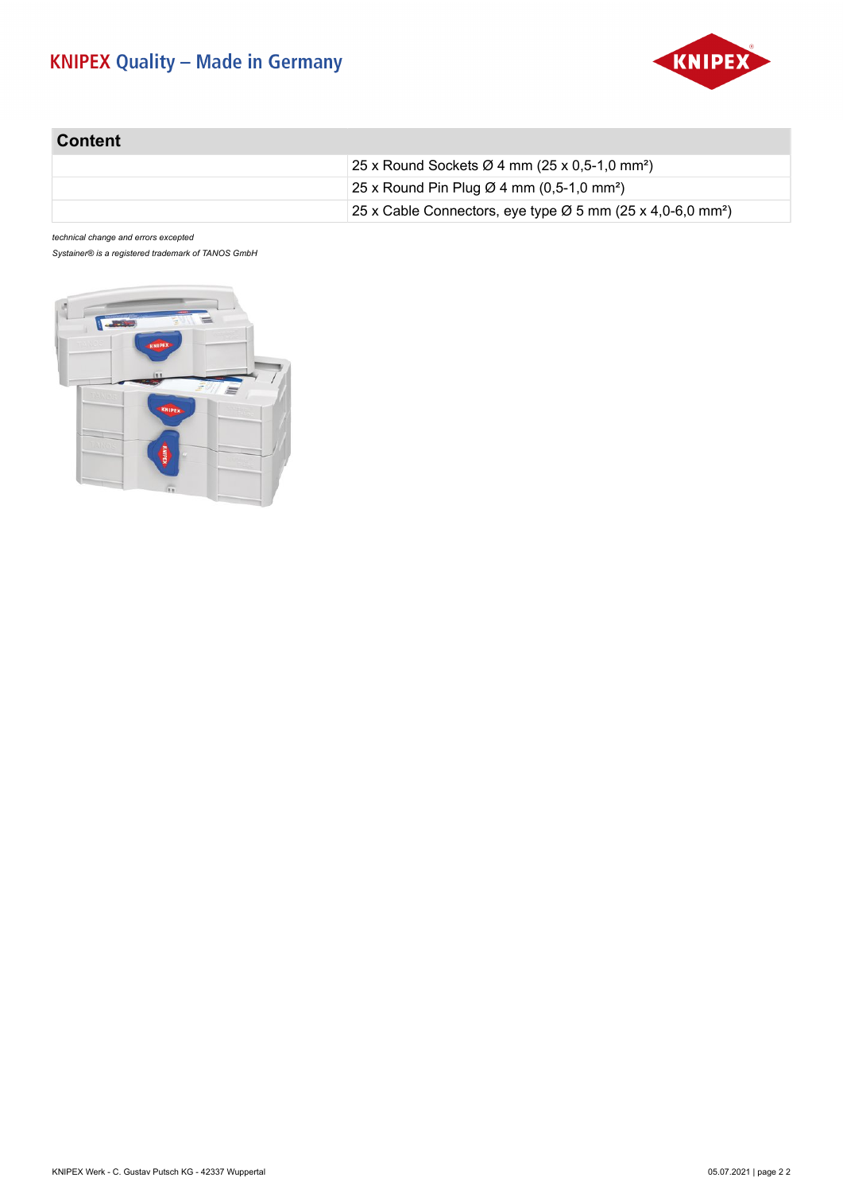## Content

| | |
|---|---|
| | 25 x Round Sockets Ø 4 mm (25 x 0,5-1,0 mm²) |
| | 25 x Round Pin Plug Ø 4 mm (0,5-1,0 mm²) |
| | 25 x Cable Connectors, eye type Ø 5 mm (25 x 4,0-6,0 mm²) |

*technical change and errors excepted*

*Systainer® is a registered trademark of TANOS GmbH*